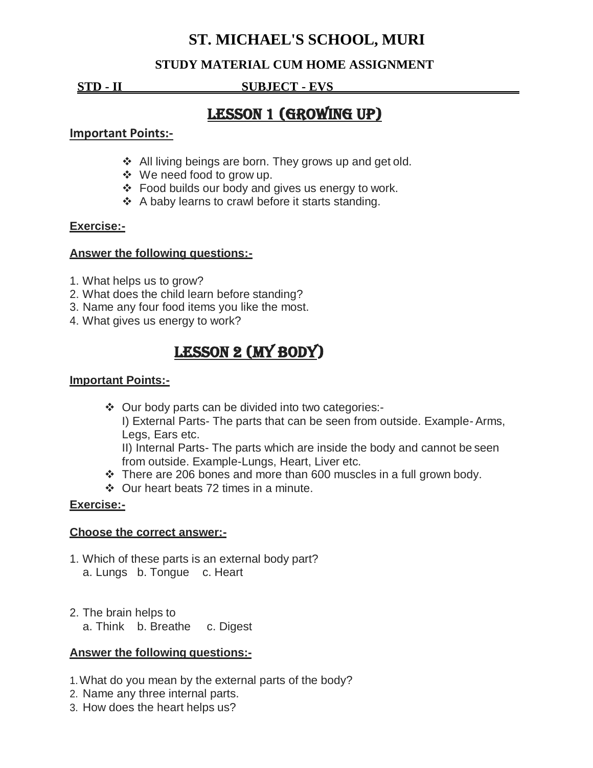# ST. MICHAEL'S SCHOOL, MURI

### STUDY MATERIAL CUM HOME ASSIGNMENT

**STD - II** **SUBJECT - EVS**

## LESSON 1 (GROWING UP)

**Important Points:-**

- All living beings are born. They grows up and get old.
- We need food to grow up.
- Food builds our body and gives us energy to work.
- A baby learns to crawl before it starts standing.

**Exercise:-**

**Answer the following questions:-**

1. What helps us to grow?
2. What does the child learn before standing?
3. Name any four food items you like the most.
4. What gives us energy to work?

## LESSON 2 (MY BODY)

**Important Points:-**

- Our body parts can be divided into two categories:-
  I) External Parts- The parts that can be seen from outside. Example- Arms, Legs, Ears etc.
  II) Internal Parts- The parts which are inside the body and cannot be seen from outside. Example-Lungs, Heart, Liver etc.
- There are 206 bones and more than 600 muscles in a full grown body.
- Our heart beats 72 times in a minute.

**Exercise:-**

**Choose the correct answer:-**

1. Which of these parts is an external body part?
   a. Lungs b. Tongue c. Heart

2. The brain helps to
   a. Think b. Breathe c. Digest

**Answer the following questions:-**

1. What do you mean by the external parts of the body?
2. Name any three internal parts.
3. How does the heart helps us?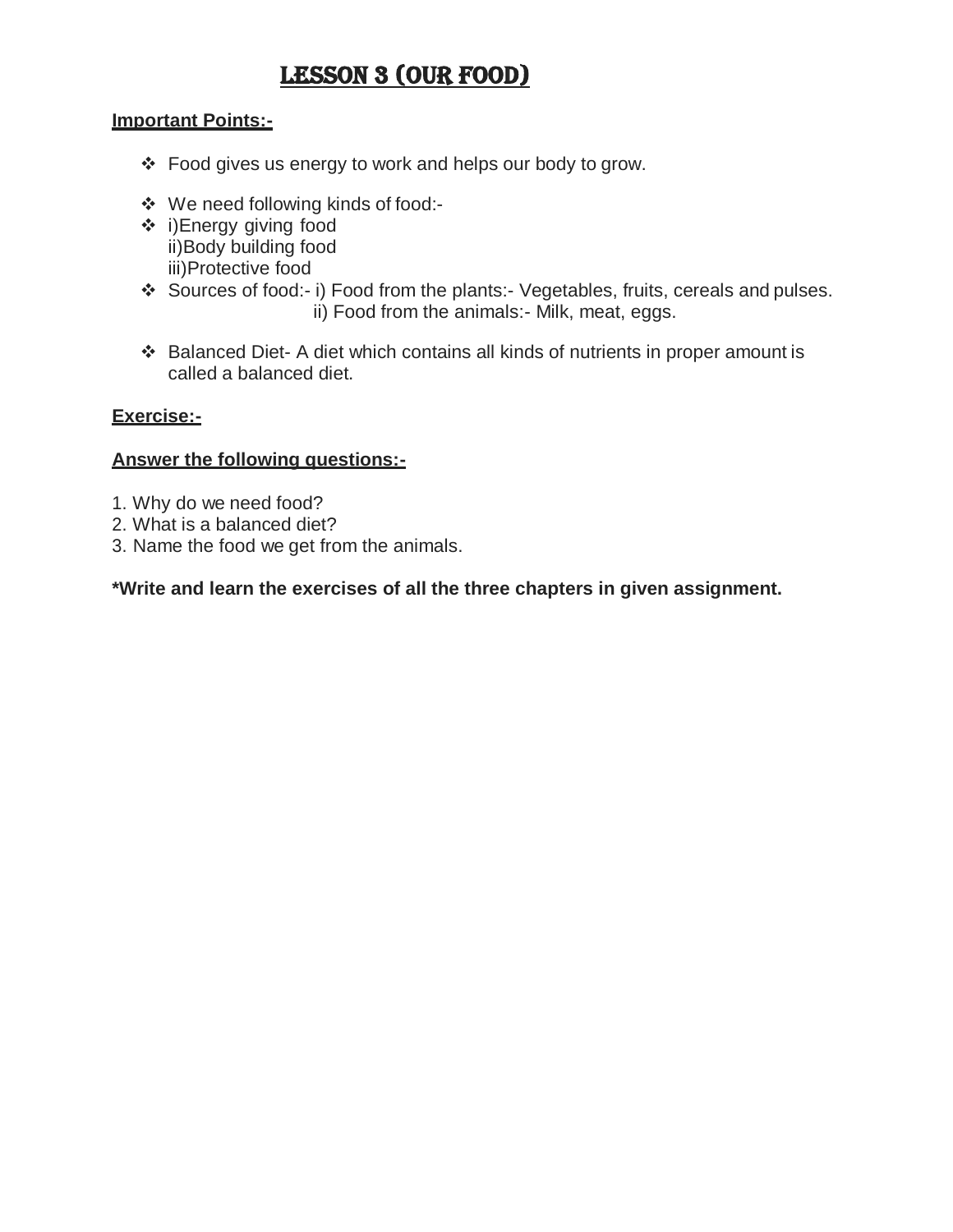# LESSON 3 (OUR FOOD)

**Important Points:-**

- Food gives us energy to work and helps our body to grow.
- We need following kinds of food:-
- i)Energy giving food
  ii)Body building food
  iii)Protective food
- Sources of food:- i) Food from the plants:- Vegetables, fruits, cereals and pulses.
  ii) Food from the animals:- Milk, meat, eggs.
- Balanced Diet- A diet which contains all kinds of nutrients in proper amount is called a balanced diet.

**Exercise:-**

**Answer the following questions:-**

1. Why do we need food?
2. What is a balanced diet?
3. Name the food we get from the animals.

**\*Write and learn the exercises of all the three chapters in given assignment.**